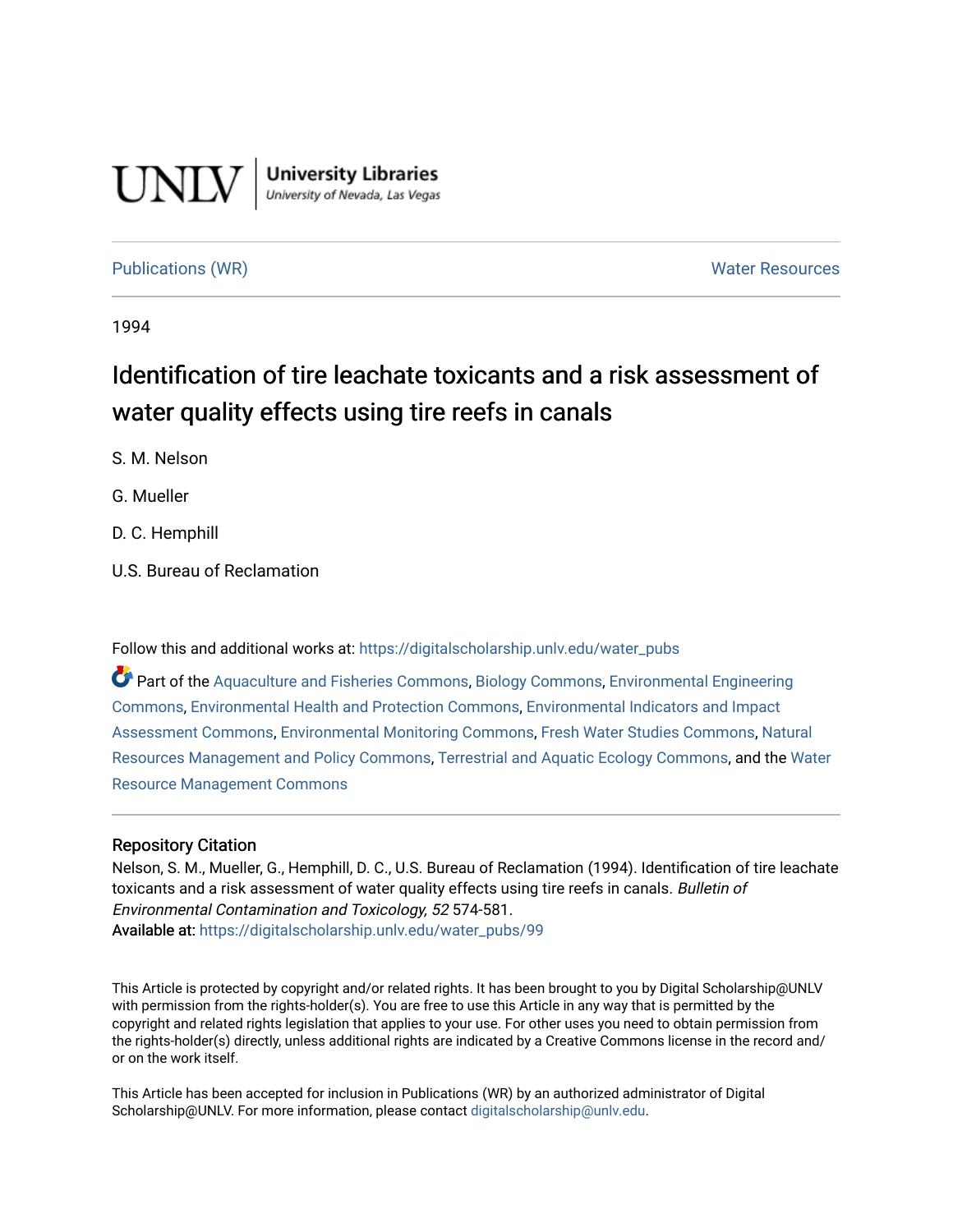UNLV | University Libraries
University of Nevada, Las Vegas

Publications (WR) Water Resources

1994

# Identification of tire leachate toxicants and a risk assessment of water quality effects using tire reefs in canals

S. M. Nelson

G. Mueller

D. C. Hemphill

U.S. Bureau of Reclamation

Follow this and additional works at: https://digitalscholarship.unlv.edu/water_pubs

Part of the Aquaculture and Fisheries Commons, Biology Commons, Environmental Engineering Commons, Environmental Health and Protection Commons, Environmental Indicators and Impact Assessment Commons, Environmental Monitoring Commons, Fresh Water Studies Commons, Natural Resources Management and Policy Commons, Terrestrial and Aquatic Ecology Commons, and the Water Resource Management Commons

## Repository Citation

Nelson, S. M., Mueller, G., Hemphill, D. C., U.S. Bureau of Reclamation (1994). Identification of tire leachate toxicants and a risk assessment of water quality effects using tire reefs in canals. *Bulletin of Environmental Contamination and Toxicology, 52* 574-581.

Available at: https://digitalscholarship.unlv.edu/water_pubs/99

This Article is protected by copyright and/or related rights. It has been brought to you by Digital Scholarship@UNLV with permission from the rights-holder(s). You are free to use this Article in any way that is permitted by the copyright and related rights legislation that applies to your use. For other uses you need to obtain permission from the rights-holder(s) directly, unless additional rights are indicated by a Creative Commons license in the record and/or on the work itself.

This Article has been accepted for inclusion in Publications (WR) by an authorized administrator of Digital Scholarship@UNLV. For more information, please contact digitalscholarship@unlv.edu.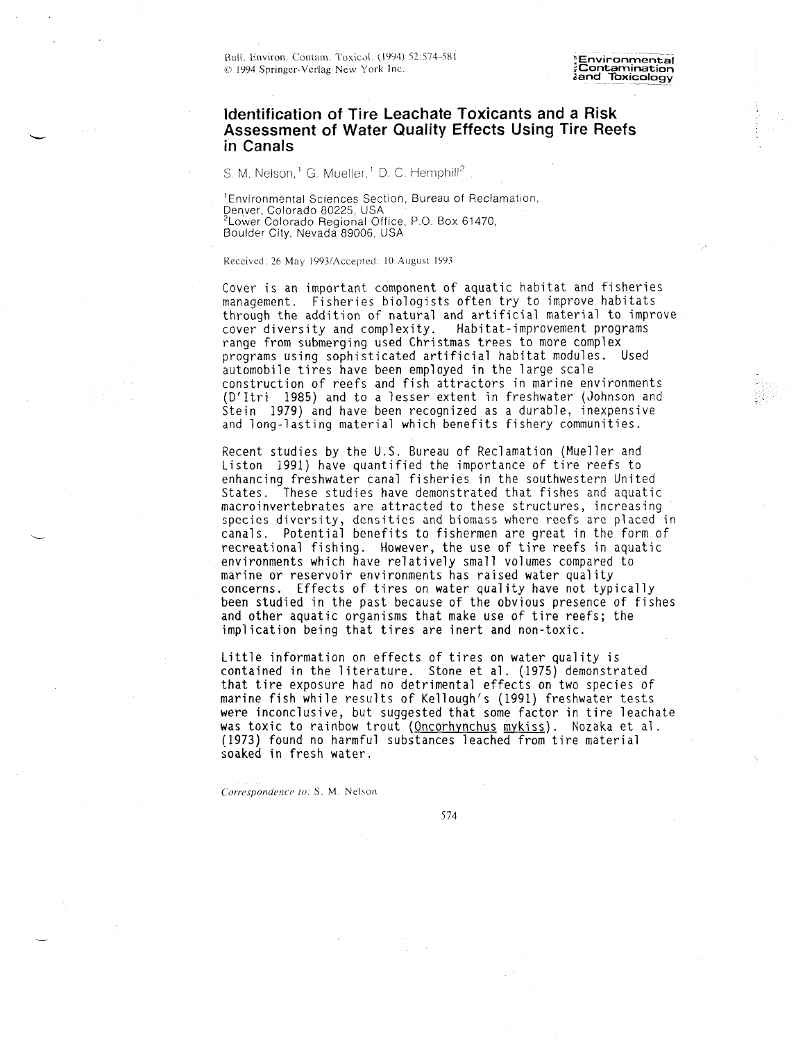# Identification of Tire Leachate Toxicants and a Risk Assessment of Water Quality Effects Using Tire Reefs in Canals

S. M. Nelson,[1] G. Mueller,[1] D. C. Hemphill[2]

[1]Environmental Sciences Section, Bureau of Reclamation, Denver, Colorado 80225, USA
[2]Lower Colorado Regional Office, P.O. Box 61470, Boulder City, Nevada 89006, USA

Received: 26 May 1993/Accepted: 10 August 1993

Cover is an important component of aquatic habitat and fisheries management. Fisheries biologists often try to improve habitats through the addition of natural and artificial material to improve cover diversity and complexity. Habitat-improvement programs range from submerging used Christmas trees to more complex programs using sophisticated artificial habitat modules. Used automobile tires have been employed in the large scale construction of reefs and fish attractors in marine environments (D'Itri 1985) and to a lesser extent in freshwater (Johnson and Stein 1979) and have been recognized as a durable, inexpensive and long-lasting material which benefits fishery communities.

Recent studies by the U.S. Bureau of Reclamation (Mueller and Liston 1991) have quantified the importance of tire reefs to enhancing freshwater canal fisheries in the southwestern United States. These studies have demonstrated that fishes and aquatic macroinvertebrates are attracted to these structures, increasing species diversity, densities and biomass where reefs are placed in canals. Potential benefits to fishermen are great in the form of recreational fishing. However, the use of tire reefs in aquatic environments which have relatively small volumes compared to marine or reservoir environments has raised water quality concerns. Effects of tires on water quality have not typically been studied in the past because of the obvious presence of fishes and other aquatic organisms that make use of tire reefs; the implication being that tires are inert and non-toxic.

Little information on effects of tires on water quality is contained in the literature. Stone et al. (1975) demonstrated that tire exposure had no detrimental effects on two species of marine fish while results of Kellough's (1991) freshwater tests were inconclusive, but suggested that some factor in tire leachate was toxic to rainbow trout (*Oncorhynchus mykiss*). Nozaka et al. (1973) found no harmful substances leached from tire material soaked in fresh water.

*Correspondence to:* S. M. Nelson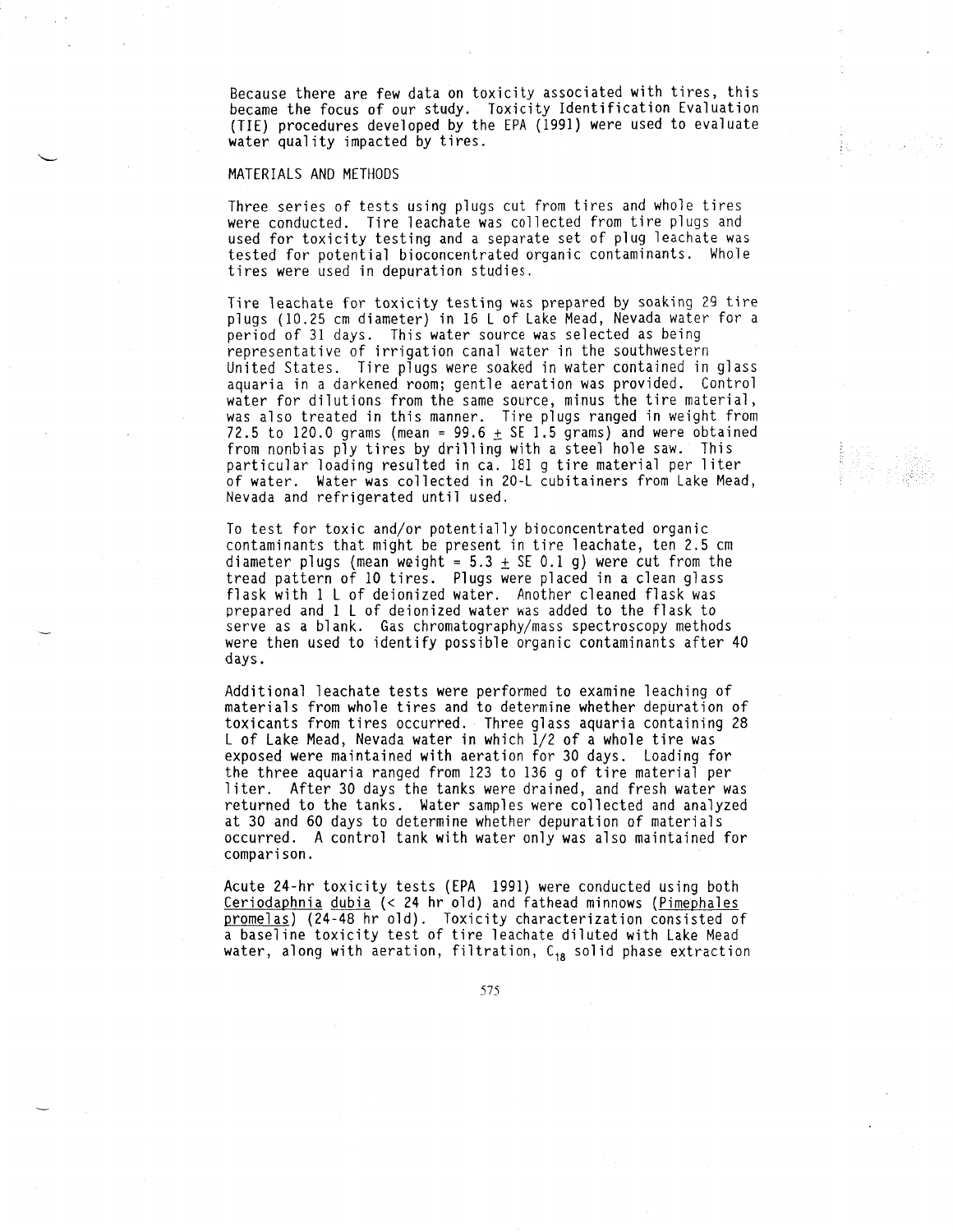Because there are few data on toxicity associated with tires, this became the focus of our study. Toxicity Identification Evaluation (TIE) procedures developed by the EPA (1991) were used to evaluate water quality impacted by tires.

## MATERIALS AND METHODS

Three series of tests using plugs cut from tires and whole tires were conducted. Tire leachate was collected from tire plugs and used for toxicity testing and a separate set of plug leachate was tested for potential bioconcentrated organic contaminants. Whole tires were used in depuration studies.

Tire leachate for toxicity testing was prepared by soaking 29 tire plugs (10.25 cm diameter) in 16 L of Lake Mead, Nevada water for a period of 31 days. This water source was selected as being representative of irrigation canal water in the southwestern United States. Tire plugs were soaked in water contained in glass aquaria in a darkened room; gentle aeration was provided. Control water for dilutions from the same source, minus the tire material, was also treated in this manner. Tire plugs ranged in weight from 72.5 to 120.0 grams (mean = 99.6 ± SE 1.5 grams) and were obtained from nonbias ply tires by drilling with a steel hole saw. This particular loading resulted in ca. 181 g tire material per liter of water. Water was collected in 20-L cubitainers from Lake Mead, Nevada and refrigerated until used.

To test for toxic and/or potentially bioconcentrated organic contaminants that might be present in tire leachate, ten 2.5 cm diameter plugs (mean weight = 5.3 ± SE 0.1 g) were cut from the tread pattern of 10 tires. Plugs were placed in a clean glass flask with 1 L of deionized water. Another cleaned flask was prepared and 1 L of deionized water was added to the flask to serve as a blank. Gas chromatography/mass spectroscopy methods were then used to identify possible organic contaminants after 40 days.

Additional leachate tests were performed to examine leaching of materials from whole tires and to determine whether depuration of toxicants from tires occurred. Three glass aquaria containing 28 L of Lake Mead, Nevada water in which 1/2 of a whole tire was exposed were maintained with aeration for 30 days. Loading for the three aquaria ranged from 123 to 136 g of tire material per liter. After 30 days the tanks were drained, and fresh water was returned to the tanks. Water samples were collected and analyzed at 30 and 60 days to determine whether depuration of materials occurred. A control tank with water only was also maintained for comparison.

Acute 24-hr toxicity tests (EPA 1991) were conducted using both *Ceriodaphnia dubia* (< 24 hr old) and fathead minnows (*Pimephales promelas*) (24-48 hr old). Toxicity characterization consisted of a baseline toxicity test of tire leachate diluted with Lake Mead water, along with aeration, filtration, $C_{18}$ solid phase extraction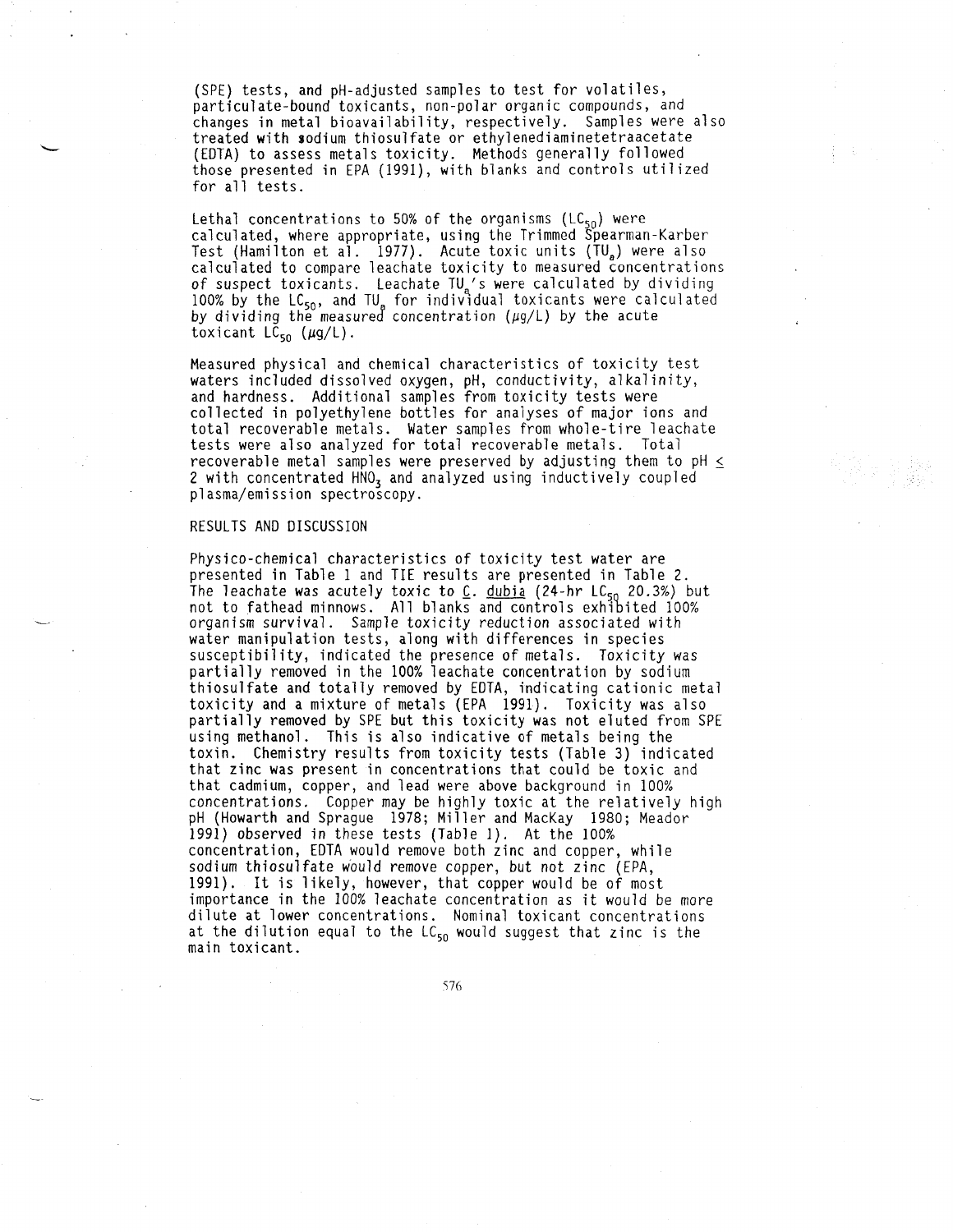(SPE) tests, and pH-adjusted samples to test for volatiles, particulate-bound toxicants, non-polar organic compounds, and changes in metal bioavailability, respectively. Samples were also treated with sodium thiosulfate or ethylenediaminetetraacetate (EDTA) to assess metals toxicity. Methods generally followed those presented in EPA (1991), with blanks and controls utilized for all tests.

Lethal concentrations to 50% of the organisms ($LC_{50}$) were calculated, where appropriate, using the Trimmed Spearman-Karber Test (Hamilton et al. 1977). Acute toxic units ($TU_a$) were also calculated to compare leachate toxicity to measured concentrations of suspect toxicants. Leachate $TU_a$'s were calculated by dividing 100% by the $LC_{50}$, and $TU_a$ for individual toxicants were calculated by dividing the measured concentration (µg/L) by the acute toxicant $LC_{50}$ (µg/L).

Measured physical and chemical characteristics of toxicity test waters included dissolved oxygen, pH, conductivity, alkalinity, and hardness. Additional samples from toxicity tests were collected in polyethylene bottles for analyses of major ions and total recoverable metals. Water samples from whole-tire leachate tests were also analyzed for total recoverable metals. Total recoverable metal samples were preserved by adjusting them to pH $\leq$ 2 with concentrated $HNO_3$ and analyzed using inductively coupled plasma/emission spectroscopy.

## RESULTS AND DISCUSSION

Physico-chemical characteristics of toxicity test water are presented in Table 1 and TIE results are presented in Table 2. The leachate was acutely toxic to *C. dubia* (24-hr $LC_{50}$ 20.3%) but not to fathead minnows. All blanks and controls exhibited 100% organism survival. Sample toxicity reduction associated with water manipulation tests, along with differences in species susceptibility, indicated the presence of metals. Toxicity was partially removed in the 100% leachate concentration by sodium thiosulfate and totally removed by EDTA, indicating cationic metal toxicity and a mixture of metals (EPA 1991). Toxicity was also partially removed by SPE but this toxicity was not eluted from SPE using methanol. This is also indicative of metals being the toxin. Chemistry results from toxicity tests (Table 3) indicated that zinc was present in concentrations that could be toxic and that cadmium, copper, and lead were above background in 100% concentrations. Copper may be highly toxic at the relatively high pH (Howarth and Sprague 1978; Miller and MacKay 1980; Meador 1991) observed in these tests (Table 1). At the 100% concentration, EDTA would remove both zinc and copper, while sodium thiosulfate would remove copper, but not zinc (EPA, 1991). It is likely, however, that copper would be of most importance in the 100% leachate concentration as it would be more dilute at lower concentrations. Nominal toxicant concentrations at the dilution equal to the $LC_{50}$ would suggest that zinc is the main toxicant.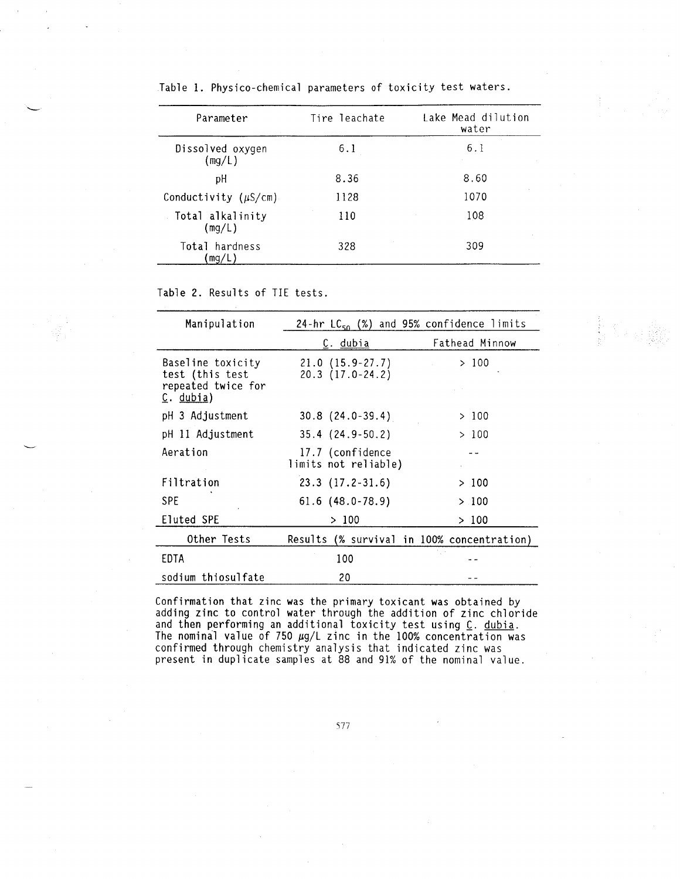Table 1. Physico-chemical parameters of toxicity test waters.

| Parameter | Tire leachate | Lake Mead dilution water |
|---|---|---|
| Dissolved oxygen (mg/L) | 6.1 | 6.1 |
| pH | 8.36 | 8.60 |
| Conductivity ($\mu$S/cm) | 1128 | 1070 |
| Total alkalinity (mg/L) | 110 | 108 |
| Total hardness (mg/L) | 328 | 309 |

Table 2. Results of TIE tests.

| Manipulation | 24-hr $LC_{50}$ (%) and 95% confidence limits | |
|---|---|---|
| | *C. dubia* | Fathead Minnow |
| Baseline toxicity test (this test repeated twice for *C. dubia*) | 21.0 (15.9-27.7)<br>20.3 (17.0-24.2) | > 100 |
| pH 3 Adjustment | 30.8 (24.0-39.4) | > 100 |
| pH 11 Adjustment | 35.4 (24.9-50.2) | > 100 |
| Aeration | 17.7 (confidence limits not reliable) | -- |
| Filtration | 23.3 (17.2-31.6) | > 100 |
| SPE | 61.6 (48.0-78.9) | > 100 |
| Eluted SPE | > 100 | > 100 |
| **Other Tests** | **Results (% survival in 100% concentration)** | |
| EDTA | 100 | -- |
| sodium thiosulfate | 20 | -- |

Confirmation that zinc was the primary toxicant was obtained by adding zinc to control water through the addition of zinc chloride and then performing an additional toxicity test using *C. dubia*. The nominal value of 750 $\mu$g/L zinc in the 100% concentration was confirmed through chemistry analysis that indicated zinc was present in duplicate samples at 88 and 91% of the nominal value.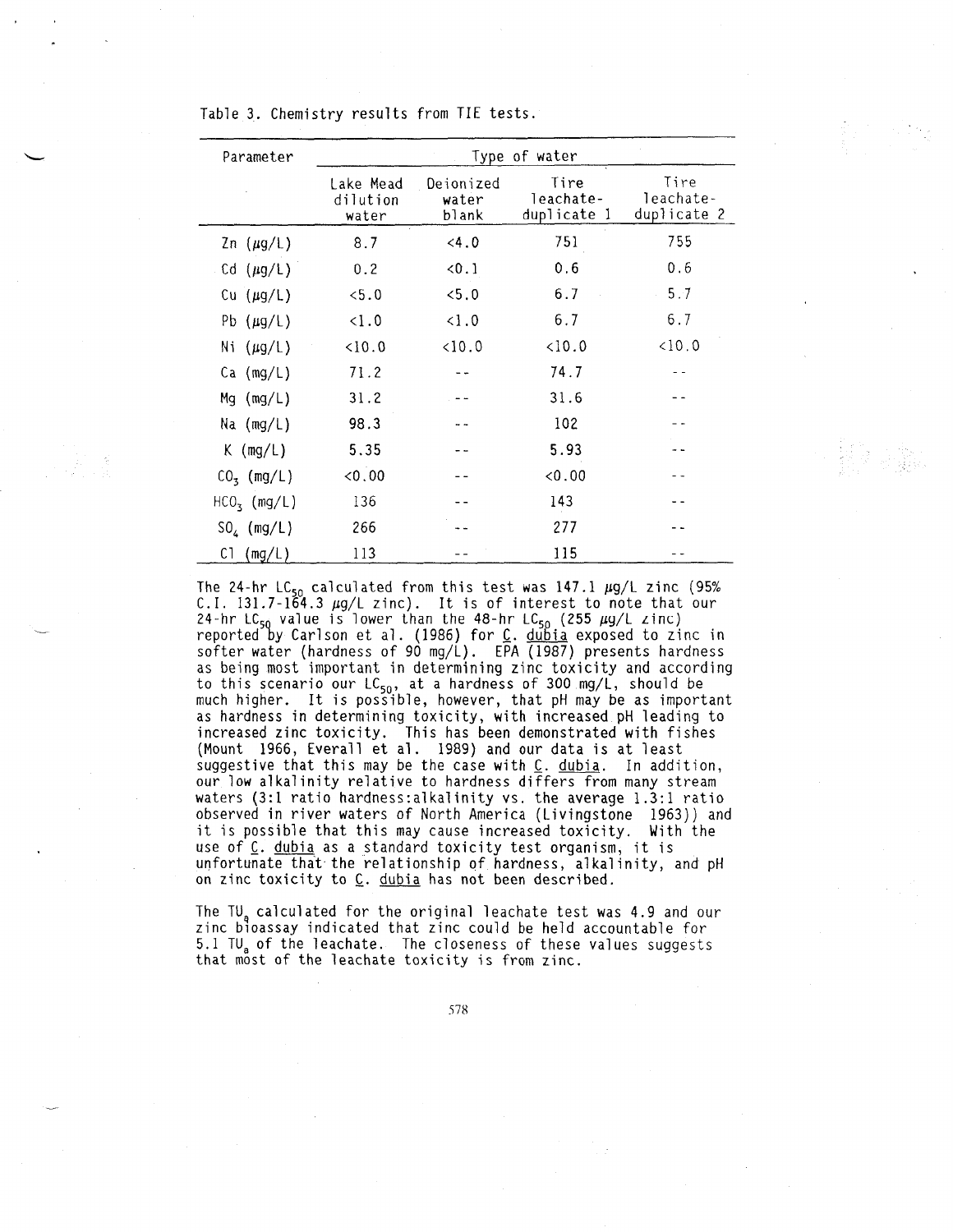Table 3. Chemistry results from TIE tests.

| Parameter | Type of water | | | |
|---|---|---|---|---|
| | Lake Mead dilution water | Deionized water blank | Tire leachate-duplicate 1 | Tire leachate-duplicate 2 |
| Zn (μg/L) | 8.7 | <4.0 | 751 | 755 |
| Cd (μg/L) | 0.2 | <0.1 | 0.6 | 0.6 |
| Cu (μg/L) | <5.0 | <5.0 | 6.7 | 5.7 |
| Pb (μg/L) | <1.0 | <1.0 | 6.7 | 6.7 |
| Ni (μg/L) | <10.0 | <10.0 | <10.0 | <10.0 |
| Ca (mg/L) | 71.2 | -- | 74.7 | -- |
| Mg (mg/L) | 31.2 | -- | 31.6 | -- |
| Na (mg/L) | 98.3 | -- | 102 | -- |
| K (mg/L) | 5.35 | -- | 5.93 | -- |
| $CO_3$ (mg/L) | <0.00 | -- | <0.00 | -- |
| $HCO_3$ (mg/L) | 136 | -- | 143 | -- |
| $SO_4$ (mg/L) | 266 | -- | 277 | -- |
| Cl (mg/L) | 113 | -- | 115 | -- |

The 24-hr $LC_{50}$ calculated from this test was 147.1 μg/L zinc (95% C.I. 131.7-164.3 μg/L zinc). It is of interest to note that our 24-hr $LC_{50}$ value is lower than the 48-hr $LC_{50}$ (255 μg/L zinc) reported by Carlson et al. (1986) for C. dubia exposed to zinc in softer water (hardness of 90 mg/L). EPA (1987) presents hardness as being most important in determining zinc toxicity and according to this scenario our $LC_{50}$, at a hardness of 300 mg/L, should be much higher. It is possible, however, that pH may be as important as hardness in determining toxicity, with increased pH leading to increased zinc toxicity. This has been demonstrated with fishes (Mount 1966, Everall et al. 1989) and our data is at least suggestive that this may be the case with C. dubia. In addition, our low alkalinity relative to hardness differs from many stream waters (3:1 ratio hardness:alkalinity vs. the average 1.3:1 ratio observed in river waters of North America (Livingstone 1963)) and it is possible that this may cause increased toxicity. With the use of C. dubia as a standard toxicity test organism, it is unfortunate that the relationship of hardness, alkalinity, and pH on zinc toxicity to C. dubia has not been described.

The $TU_a$ calculated for the original leachate test was 4.9 and our zinc bioassay indicated that zinc could be held accountable for 5.1 $TU_a$ of the leachate. The closeness of these values suggests that most of the leachate toxicity is from zinc.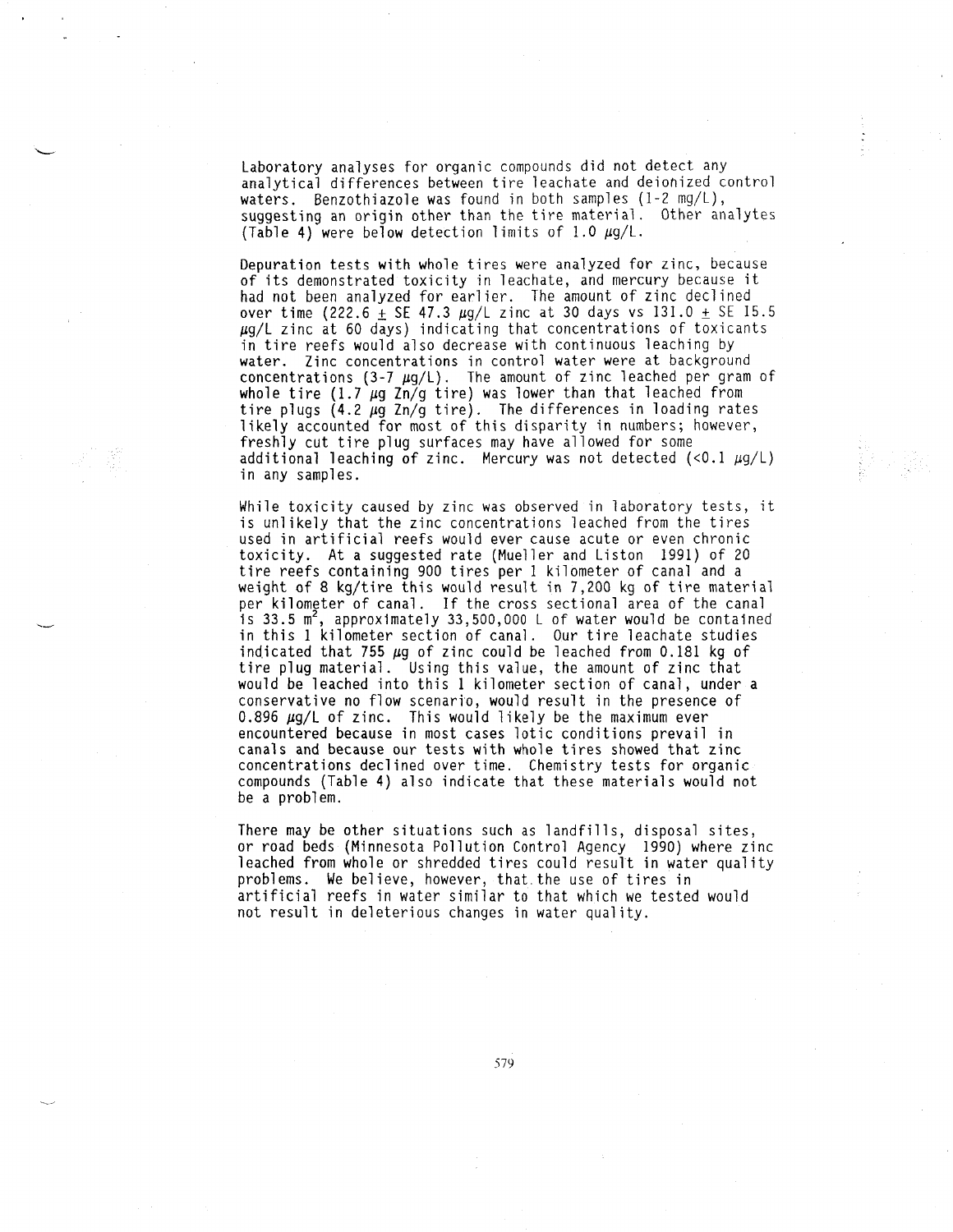Laboratory analyses for organic compounds did not detect any analytical differences between tire leachate and deionized control waters. Benzothiazole was found in both samples (1-2 mg/L), suggesting an origin other than the tire material. Other analytes (Table 4) were below detection limits of 1.0 μg/L.

Depuration tests with whole tires were analyzed for zinc, because of its demonstrated toxicity in leachate, and mercury because it had not been analyzed for earlier. The amount of zinc declined over time (222.6 ± SE 47.3 μg/L zinc at 30 days vs 131.0 ± SE 15.5 μg/L zinc at 60 days) indicating that concentrations of toxicants in tire reefs would also decrease with continuous leaching by water. Zinc concentrations in control water were at background concentrations (3-7 μg/L). The amount of zinc leached per gram of whole tire (1.7 μg Zn/g tire) was lower than that leached from tire plugs (4.2 μg Zn/g tire). The differences in loading rates likely accounted for most of this disparity in numbers; however, freshly cut tire plug surfaces may have allowed for some additional leaching of zinc. Mercury was not detected (<0.1 μg/L) in any samples.

While toxicity caused by zinc was observed in laboratory tests, it is unlikely that the zinc concentrations leached from the tires used in artificial reefs would ever cause acute or even chronic toxicity. At a suggested rate (Mueller and Liston 1991) of 20 tire reefs containing 900 tires per 1 kilometer of canal and a weight of 8 kg/tire this would result in 7,200 kg of tire material per kilometer of canal. If the cross sectional area of the canal is 33.5 $m^2$, approximately 33,500,000 L of water would be contained in this 1 kilometer section of canal. Our tire leachate studies indicated that 755 μg of zinc could be leached from 0.181 kg of tire plug material. Using this value, the amount of zinc that would be leached into this 1 kilometer section of canal, under a conservative no flow scenario, would result in the presence of 0.896 μg/L of zinc. This would likely be the maximum ever encountered because in most cases lotic conditions prevail in canals and because our tests with whole tires showed that zinc concentrations declined over time. Chemistry tests for organic compounds (Table 4) also indicate that these materials would not be a problem.

There may be other situations such as landfills, disposal sites, or road beds (Minnesota Pollution Control Agency 1990) where zinc leached from whole or shredded tires could result in water quality problems. We believe, however, that the use of tires in artificial reefs in water similar to that which we tested would not result in deleterious changes in water quality.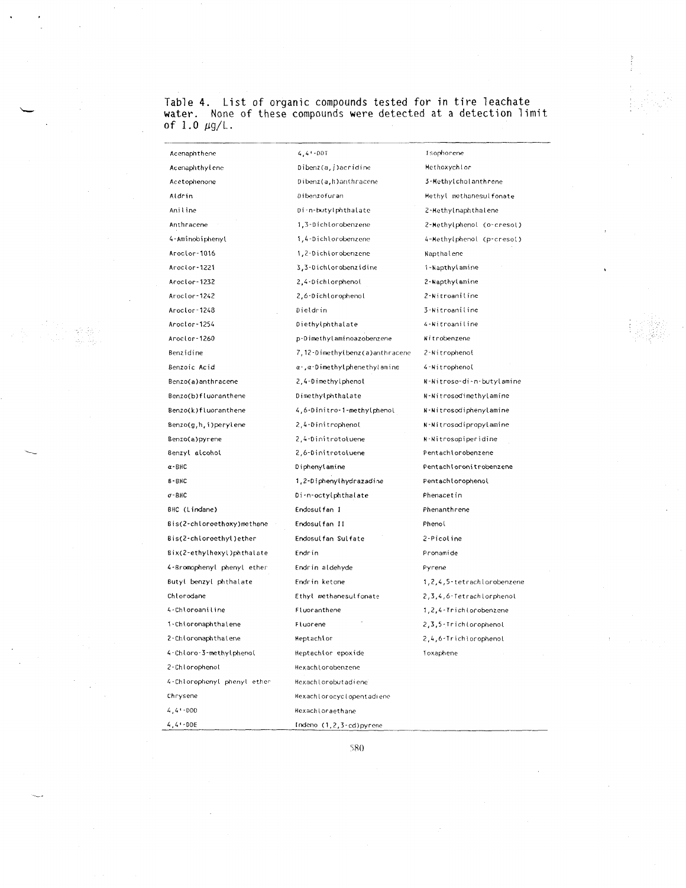Table 4. List of organic compounds tested for in tire leachate water. None of these compounds were detected at a detection limit of 1.0 $\mu$g/L.

| | | |
|---|---|---|
| Acenaphthene | 4,4'-DDT | Isophorene |
| Acenaphthylene | Dibenz(a,j)acridine | Methoxychlor |
| Acetophenone | Dibenz(a,h)anthracene | 3-Methylcholanthrene |
| Aldrin | Dibenzofuran | Methyl methanesulfonate |
| Aniline | Di-n-butylphthalate | 2-Methylnaphthalene |
| Anthracene | 1,3-Dichlorobenzene | 2-Methylphenol (o-cresol) |
| 4-Aminobiphenyl | 1,4-Dichlorobenzene | 4-Methylphenol (p-cresol) |
| Aroclor-1016 | 1,2-Dichlorobenzene | Napthalene |
| Aroclor-1221 | 3,3-Dichlorobenzidine | 1-Napthylamine |
| Aroclor-1232 | 2,4-Dichlorphenol | 2-Napthylamine |
| Aroclor-1242 | 2,6-Dichlorophenol | 2-Nitroaniline |
| Aroclor-1248 | Dieldrin | 3-Nitroaniline |
| Aroclor-1254 | Diethylphthalate | 4-Nitroaniline |
| Aroclor-1260 | p-Dimethylaminoazobenzene | Nitrobenzene |
| Benzidine | 7,12-Dimethylbenz(a)anthracene | 2-Nitrophenol |
| Benzoic Acid | $\alpha$-,$\alpha$-Dimethylphenethylamine | 4-Nitrophenol |
| Benzo(a)anthracene | 2,4-Dimethylphenol | N-Nitroso-di-n-butylamine |
| Benzo(b)fluoranthene | Dimethylphthalate | N-Nitrosodimethylamine |
| Benzo(k)fluoranthene | 4,6-Dinitro-1-methylphenol | N-Nitrosodiphenylamine |
| Benzo(g,h,i)perylene | 2,4-Dinitrophenol | N-Nitrosodipropylamine |
| Benzo(a)pyrene | 2,4-Dinitrotoluene | N-Nitrosopiperidine |
| Benzyl alcohol | 2,6-Dinitrotoluene | Pentachlorobenzene |
| $\alpha$-BHC | Diphenylamine | Pentachloronitrobenzene |
| B-BHC | 1,2-Diphenylhydrazadine | Pentachlorophenol |
| $\sigma$-BHC | Di-n-octylphthalate | Phenacetin |
| BHC (Lindane) | Endosulfan I | Phenanthrene |
| Bis(2-chloroethoxy)methane | Endosulfan II | Phenol |
| Bis(2-chloroethyl)ether | Endosulfan Sulfate | 2-Picoline |
| Bix(2-ethylhexyl)phthalate | Endrin | Pronamide |
| 4-Bromophenyl phenyl ether | Endrin aldehyde | Pyrene |
| Butyl benzyl phthalate | Endrin ketone | 1,2,4,5-tetrachlorobenzene |
| Chlorodane | Ethyl methanesulfonate | 2,3,4,6-Tetrachlorphenol |
| 4-Chloroaniline | Fluoranthene | 1,2,4-Trichlorobenzene |
| 1-Chloronaphthalene | Fluorene | 2,3,5-Trichlorophenol |
| 2-Chloronaphthalene | Heptachlor | 2,4,6-Trichlorophenol |
| 4-Chloro-3-methylphenol | Heptachlor epoxide | Toxaphene |
| 2-Chlorophenol | Hexachlorobenzene | |
| 4-Chlorophenyl phenyl ether | Hexachlorobutadiene | |
| Chrysene | Hexachlorocyclopentadiene | |
| 4,4'-DDD | Hexachloraethane | |
| 4,4'-DDE | Indeno (1,2,3-cd)pyrene | |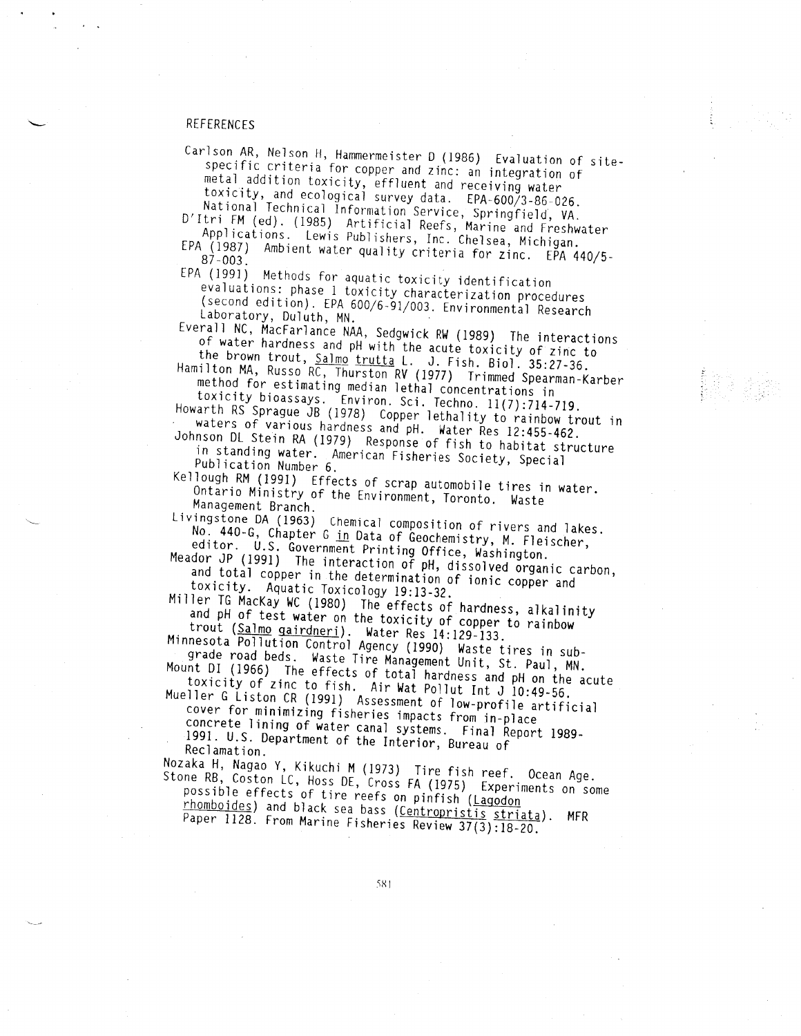## REFERENCES

Carlson AR, Nelson H, Hammermeister D (1986) Evaluation of site-specific criteria for copper and zinc: an integration of metal addition toxicity, effluent and receiving water toxicity, and ecological survey data. EPA-600/3-86-026. National Technical Information Service, Springfield, VA.

D'Itri FM (ed). (1985) Artificial Reefs, Marine and Freshwater Applications. Lewis Publishers, Inc. Chelsea, Michigan.

EPA (1987) Ambient water quality criteria for zinc. EPA 440/5-87-003.

EPA (1991) Methods for aquatic toxicity identification evaluations: phase 1 toxicity characterization procedures (second edition). EPA 600/6-91/003. Environmental Research Laboratory, Duluth, MN.

Everall NC, MacFarlance NAA, Sedgwick RW (1989) The interactions of water hardness and pH with the acute toxicity of zinc to the brown trout, _Salmo trutta_ L. J. Fish. Biol. 35:27-36.

Hamilton MA, Russo RC, Thurston RV (1977) Trimmed Spearman-Karber method for estimating median lethal concentrations in toxicity bioassays. Environ. Sci. Techno. 11(7):714-719.

Howarth RS Sprague JB (1978) Copper lethality to rainbow trout in waters of various hardness and pH. Water Res 12:455-462.

Johnson DL Stein RA (1979) Response of fish to habitat structure in standing water. American Fisheries Society, Special Publication Number 6.

Kellough RM (1991) Effects of scrap automobile tires in water. Ontario Ministry of the Environment, Toronto. Waste Management Branch.

Livingstone DA (1963) Chemical composition of rivers and lakes. No. 440-G, Chapter G _in_ Data of Geochemistry, M. Fleischer, editor. U.S. Government Printing Office, Washington.

Meador JP (1991) The interaction of pH, dissolved organic carbon, and total copper in the determination of ionic copper and toxicity. Aquatic Toxicology 19:13-32.

Miller TG MacKay WC (1980) The effects of hardness, alkalinity and pH of test water on the toxicity of copper to rainbow trout (_Salmo gairdneri_). Water Res 14:129-133.

Minnesota Pollution Control Agency (1990) Waste tires in sub-grade road beds. Waste Tire Management Unit, St. Paul, MN.

Mount DI (1966) The effects of total hardness and pH on the acute toxicity of zinc to fish. Air Wat Pollut Int J 10:49-56.

Mueller G Liston CR (1991) Assessment of low-profile artificial cover for minimizing fisheries impacts from in-place concrete lining of water canal systems. Final Report 1989-1991. U.S. Department of the Interior, Bureau of Reclamation.

Nozaka H, Nagao Y, Kikuchi M (1973) Tire fish reef. Ocean Age.

Stone RB, Coston LC, Hoss DE, Cross FA (1975) Experiments on some possible effects of tire reefs on pinfish (_Lagodon rhomboides_) and black sea bass (_Centropristis striata_). MFR Paper 1128. From Marine Fisheries Review 37(3):18-20.